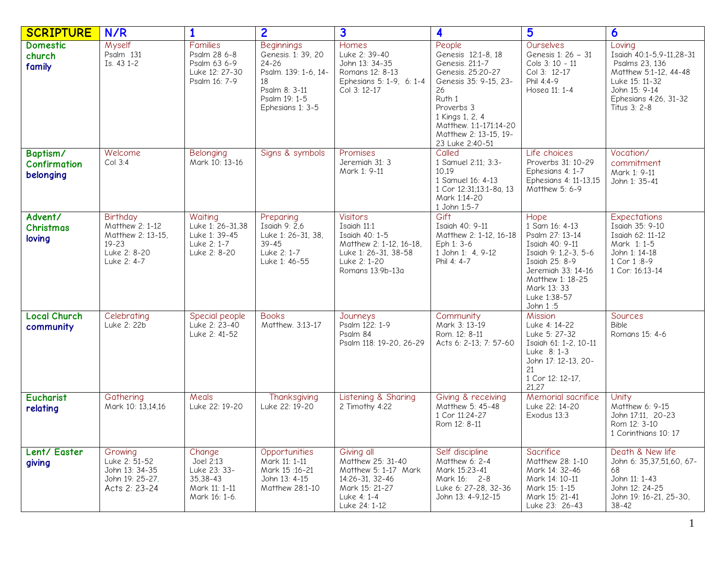| SCRIPTURE | N/R | 1 | 2 | 3 | 4 | 5 | 6 |
|---|---|---|---|---|---|---|---|
| **Domestic church family** | Myself<br>Psalm 131<br>Is. 43 1-2 | Families<br>Psalm 28 6-8<br>Psalm 63 6-9<br>Luke 12: 27-30<br>Psalm 16: 7-9 | Beginnings<br>Genesis. 1: 39, 20 24-26<br>Psalm. 139: 1-6, 14-18<br>Psalm 8: 3-11<br>Psalm 19: 1-5<br>Ephesians 1: 3-5 | Homes<br>Luke 2: 39-40<br>John 13: 34-35<br>Romans 12: 8-13<br>Ephesians 5: 1-9, 6: 1-4<br>Col 3: 12-17 | People<br>Genesis 12:1-8, 18<br>Genesis. 21:1-7<br>Genesis. 25:20-27<br>Genesis 35: 9-15, 23-26<br>Ruth 1<br>Proverbs 3<br>1 Kings 1, 2, 4<br>Matthew. 1:1-171:14-20<br>Matthew 2: 13-15, 19-23 Luke 2:40-51 | Ourselves<br>Genesis 1: 26 – 31<br>Cols 3: 10 - 11<br>Col 3: 12-17<br>Phil 4:4-9<br>Hosea 11: 1-4 | Loving<br>Isaiah 40:1-5,9-11,28-31<br>Psalms 23, 136<br>Matthew 5:1-12, 44-48<br>Luke 15: 11-32<br>John 15: 9-14<br>Ephesians 4:26, 31-32<br>Titus 3: 2-8 |
| **Baptism/ Confirmation belonging** | Welcome<br>Col 3:4 | Belonging<br>Mark 10: 13-16 | Signs & symbols | Promises<br>Jeremiah 31: 3<br>Mark 1: 9-11 | Called<br>1 Samuel 2:11; 3:3-10,19<br>1 Samuel 16: 4-13<br>1 Cor 12:31;13:1-8a, 13<br>Mark 1:14-20<br>1 John 1:5-7 | Life choices<br>Proverbs 31: 10-29<br>Ephesians 4: 1-7<br>Ephesians 4: 11-13,15<br>Matthew 5: 6-9 | Vocation/ commitment<br>Mark 1: 9-11<br>John 1: 35-41 |
| **Advent/ Christmas loving** | Birthday<br>Matthew 2: 1-12<br>Matthew 2: 13-15, 19-23<br>Luke 2: 8-20<br>Luke 2: 4-7 | Waiting<br>Luke 1: 26-31,38<br>Luke 1: 39-45<br>Luke 2: 1-7<br>Luke 2: 8-20 | Preparing<br>Isaiah 9: 2,6<br>Luke 1: 26-31, 38, 39-45<br>Luke 2: 1-7<br>Luke 1: 46-55 | Visitors<br>Isaiah 11:1<br>Isaiah 40: 1-5<br>Matthew 2: 1-12, 16-18,<br>Luke 1: 26-31, 38-58<br>Luke 2: 1-20<br>Romans 13:9b-13a | Gift<br>Isaiah 40: 9-11<br>Matthew 2: 1-12, 16-18<br>Eph 1: 3-6<br>1 John 1: 4, 9-12<br>Phil 4: 4-7 | Hope<br>1 Sam 16: 4-13<br>Psalm 27: 13-14<br>Isaiah 40: 9-11<br>Isaiah 9: 1,2-3, 5-6<br>Isaiah 25: 8-9<br>Jeremiah 33: 14-16<br>Matthew 1: 18-25<br>Mark 13: 33<br>Luke 1:38-57<br>John 1 :5 | Expectations<br>Isaiah 35: 9-10<br>Isaiah 62: 11-12<br>Mark 1: 1-5<br>John 1: 14-18<br>1 Cor 1 :8-9<br>1 Cor: 16:13-14 |
| **Local Church community** | Celebrating<br>Luke 2: 22b | Special people<br>Luke 2: 23-40<br>Luke 2: 41-52 | Books<br>Matthew. 3:13-17 | Journeys<br>Psalm 122: 1-9<br>Psalm 84<br>Psalm 118: 19-20, 26-29 | Community<br>Mark 3: 13-19<br>Rom. 12: 8-11<br>Acts 6: 2-13; 7: 57-60 | Mission<br>Luke 4: 14-22<br>Luke 5: 27-32<br>Isaiah 61: 1-2, 10-11<br>Luke 8: 1-3<br>John 17: 12-13, 20-21<br>1 Cor 12: 12-17, 21,27 | Sources<br>Bible<br>Romans 15: 4-6 |
| **Eucharist relating** | Gathering<br>Mark 10: 13,14,16 | Meals<br>Luke 22: 19-20 | Thanksgiving<br>Luke 22: 19-20 | Listening & Sharing<br>2 Timothy 4:22 | Giving & receiving<br>Matthew 5: 45-48<br>1 Cor 11:24-27<br>Rom 12: 8-11 | Memorial sacrifice<br>Luke 22: 14-20<br>Exodus 13:3 | Unity<br>Matthew 6: 9-15<br>John 17:11, 20-23<br>Rom 12: 3-10<br>1 Corinthians 10: 17 |
| **Lent/ Easter giving** | Growing<br>Luke 2: 51-52<br>John 13: 34-35<br>John 19: 25-27,<br>Acts 2: 23-24 | Change<br>Joel 2:13<br>Luke 23: 33-35,38-43<br>Mark 11: 1-11<br>Mark 16: 1-6. | Opportunities<br>Mark 11: 1-11<br>Mark 15 :16-21<br>John 13: 4-15<br>Matthew 28:1-10 | Giving all<br>Matthew 25: 31-40<br>Matthew 5: 1-17 Mark 14:26-31, 32-46<br>Mark 15: 21-27<br>Luke 4: 1-4<br>Luke 24: 1-12 | Self discipline<br>Matthew 6: 2-4<br>Mark 15:23-41<br>Mark 16: 2-8<br>Luke 6: 27-28, 32-36<br>John 13: 4-9,12-15 | Sacrifice<br>Matthew 28: 1-10<br>Mark 14: 32-46<br>Mark 14: 10-11<br>Mark 15: 1-15<br>Mark 15: 21-41<br>Luke 23: 26-43 | Death & New life<br>John 6: 35,37,51,60, 67-68<br>John 11: 1-43<br>John 12: 24-25<br>John 19: 16-21, 25-30, 38-42 |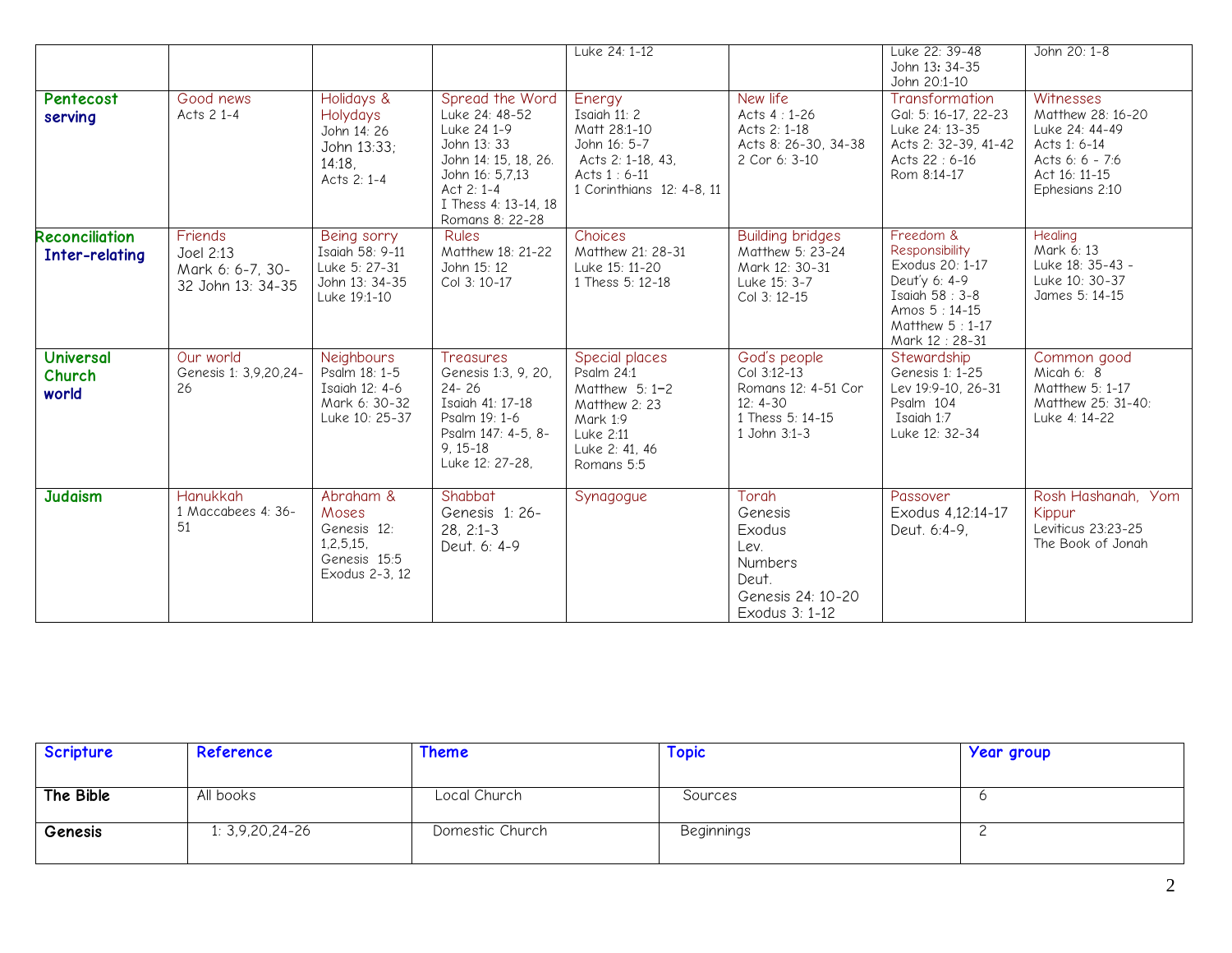| | | | | | | | |
|---|---|---|---|---|---|---|---|
| | | | | Luke 24: 1-12 | | Luke 22: 39-48<br>John 13: 34-35<br>John 20:1-10 | John 20: 1-8 |
| **Pentecost serving** | Good news<br>Acts 2 1-4 | Holidays & Holydays<br>John 14: 26<br>John 13:33; 14:18,<br>Acts 2: 1-4 | Spread the Word<br>Luke 24: 48-52<br>Luke 24 1-9<br>John 13: 33<br>John 14: 15, 18, 26.<br>John 16: 5,7,13<br>Act 2: 1-4<br>I Thess 4: 13-14, 18<br>Romans 8: 22-28 | Energy<br>Isaiah 11: 2<br>Matt 28:1-10<br>John 16: 5-7<br>Acts 2: 1-18, 43,<br>Acts 1 : 6-11<br>1 Corinthians 12: 4-8, 11 | New life<br>Acts 4 : 1-26<br>Acts 2: 1-18<br>Acts 8: 26-30, 34-38<br>2 Cor 6: 3-10 | Transformation<br>Gal: 5: 16-17, 22-23<br>Luke 24: 13-35<br>Acts 2: 32-39, 41-42<br>Acts 22 : 6-16<br>Rom 8:14-17 | Witnesses<br>Matthew 28: 16-20<br>Luke 24: 44-49<br>Acts 1: 6-14<br>Acts 6: 6 - 7:6<br>Act 16: 11-15<br>Ephesians 2:10 |
| **Reconciliation Inter-relating** | Friends<br>Joel 2:13<br>Mark 6: 6-7, 30-32 John 13: 34-35 | Being sorry<br>Isaiah 58: 9-11<br>Luke 5: 27-31<br>John 13: 34-35<br>Luke 19:1-10 | Rules<br>Matthew 18: 21-22<br>John 15: 12<br>Col 3: 10-17 | Choices<br>Matthew 21: 28-31<br>Luke 15: 11-20<br>1 Thess 5: 12-18 | Building bridges<br>Matthew 5: 23-24<br>Mark 12: 30-31<br>Luke 15: 3-7<br>Col 3: 12-15 | Freedom & Responsibility<br>Exodus 20: 1-17<br>Deut'y 6: 4-9<br>Isaiah 58 : 3-8<br>Amos 5 : 14-15<br>Matthew 5 : 1-17<br>Mark 12 : 28-31 | Healing<br>Mark 6: 13<br>Luke 18: 35-43 -<br>Luke 10: 30-37<br>James 5: 14-15 |
| **Universal Church world** | Our world<br>Genesis 1: 3,9,20,24-26 | Neighbours<br>Psalm 18: 1-5<br>Isaiah 12: 4-6<br>Mark 6: 30-32<br>Luke 10: 25-37 | Treasures<br>Genesis 1:3, 9, 20, 24- 26<br>Isaiah 41: 17-18<br>Psalm 19: 1-6<br>Psalm 147: 4-5, 8-9, 15-18<br>Luke 12: 27-28, | Special places<br>Psalm 24:1<br>Matthew 5: 1–2<br>Matthew 2: 23<br>Mark 1:9<br>Luke 2:11<br>Luke 2: 41, 46<br>Romans 5:5 | God's people<br>Col 3:12-13<br>Romans 12: 4-51 Cor 12: 4-30<br>1 Thess 5: 14-15<br>1 John 3:1-3 | Stewardship<br>Genesis 1: 1-25<br>Lev 19:9-10, 26-31<br>Psalm 104<br>Isaiah 1:7<br>Luke 12: 32-34 | Common good<br>Micah 6: 8<br>Matthew 5: 1-17<br>Matthew 25: 31-40:<br>Luke 4: 14-22 |
| **Judaism** | Hanukkah<br>1 Maccabees 4: 36-51 | Abraham & Moses<br>Genesis 12: 1,2,5,15,<br>Genesis 15:5<br>Exodus 2-3, 12 | Shabbat<br>Genesis 1: 26-28, 2:1-3<br>Deut. 6: 4-9 | Synagogue | Torah<br>Genesis<br>Exodus<br>Lev.<br>Numbers<br>Deut.<br>Genesis 24: 10-20<br>Exodus 3: 1-12 | Passover<br>Exodus 4,12:14-17<br>Deut. 6:4-9, | Rosh Hashanah, Yom Kippur<br>Leviticus 23:23-25<br>The Book of Jonah |

| Scripture | Reference | Theme | Topic | Year group |
|---|---|---|---|---|
| **The Bible** | All books | Local Church | Sources | 6 |
| **Genesis** | 1: 3,9,20,24-26 | Domestic Church | Beginnings | 2 |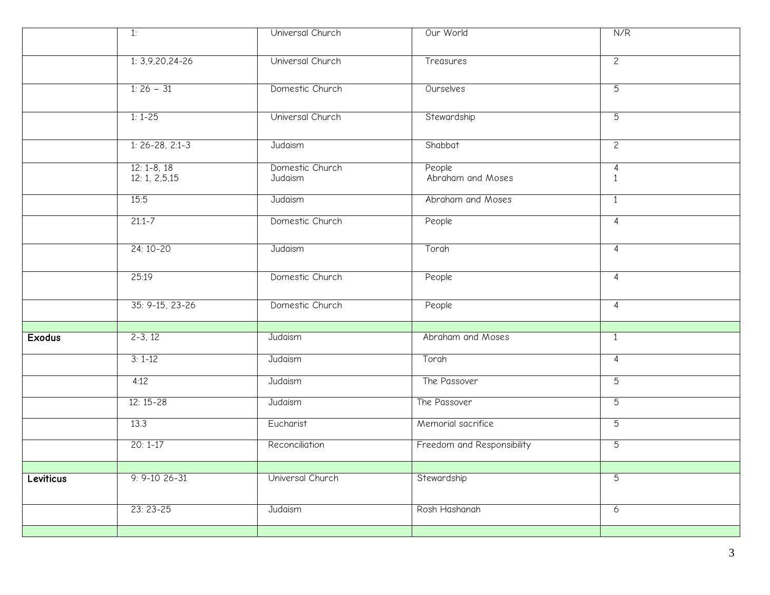| | | | | |
|---|---|---|---|---|
| | 1: | Universal Church | Our World | N/R |
| | 1: 3,9,20,24-26 | Universal Church | Treasures | 2 |
| | 1: 26 – 31 | Domestic Church | Ourselves | 5 |
| | 1: 1-25 | Universal Church | Stewardship | 5 |
| | 1: 26-28, 2:1-3 | Judaism | Shabbat | 2 |
| | 12: 1-8, 18<br>12: 1, 2,5,15 | Domestic Church<br>Judaism | People<br>Abraham and Moses | 4<br>1 |
| | 15:5 | Judaism | Abraham and Moses | 1 |
| | 21:1-7 | Domestic Church | People | 4 |
| | 24: 10-20 | Judaism | Torah | 4 |
| | 25:19 | Domestic Church | People | 4 |
| | 35: 9-15, 23-26 | Domestic Church | People | 4 |
| | | | | |
| **Exodus** | 2-3, 12 | Judaism | Abraham and Moses | 1 |
| | 3: 1-12 | Judaism | Torah | 4 |
| | 4:12 | Judaism | The Passover | 5 |
| | 12: 15-28 | Judaism | The Passover | 5 |
| | 13.3 | Eucharist | Memorial sacrifice | 5 |
| | 20: 1-17 | Reconciliation | Freedom and Responsibility | 5 |
| | | | | |
| **Leviticus** | 9: 9-10 26-31 | Universal Church | Stewardship | 5 |
| | 23: 23-25 | Judaism | Rosh Hashanah | 6 |
| | | | | |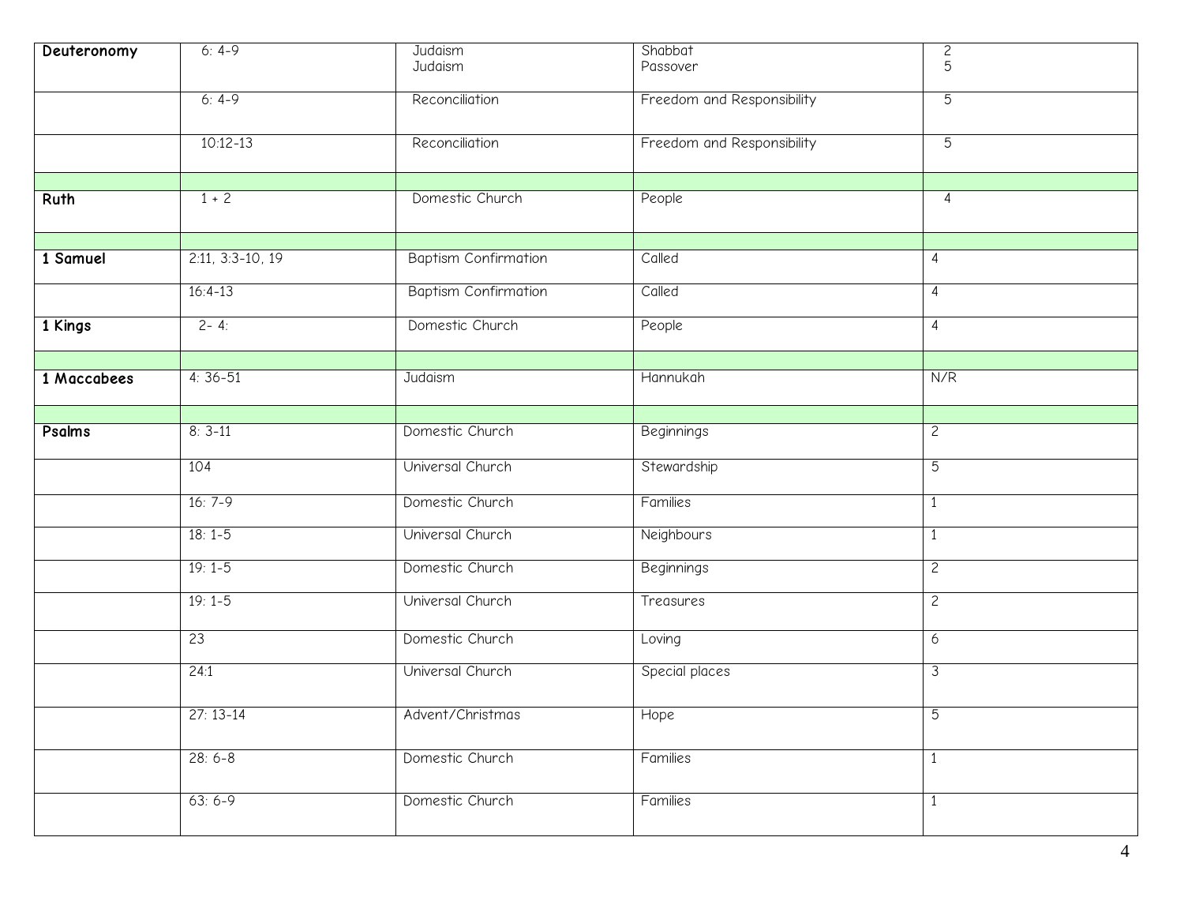| Deuteronomy | 6: 4-9 | Judaism<br>Judaism | Shabbat<br>Passover | 2<br>5 |
|---|---|---|---|---|
| | 6: 4-9 | Reconciliation | Freedom and Responsibility | 5 |
| | 10:12-13 | Reconciliation | Freedom and Responsibility | 5 |
| | | | | |
| **Ruth** | 1 + 2 | Domestic Church | People | 4 |
| | | | | |
| **1 Samuel** | 2:11, 3:3-10, 19 | Baptism Confirmation | Called | 4 |
| | 16:4-13 | Baptism Confirmation | Called | 4 |
| **1 Kings** | 2- 4: | Domestic Church | People | 4 |
| | | | | |
| **1 Maccabees** | 4: 36-51 | Judaism | Hannukah | N/R |
| | | | | |
| **Psalms** | 8: 3-11 | Domestic Church | Beginnings | 2 |
| | 104 | Universal Church | Stewardship | 5 |
| | 16: 7-9 | Domestic Church | Families | 1 |
| | 18: 1-5 | Universal Church | Neighbours | 1 |
| | 19: 1-5 | Domestic Church | Beginnings | 2 |
| | 19: 1-5 | Universal Church | Treasures | 2 |
| | 23 | Domestic Church | Loving | 6 |
| | 24:1 | Universal Church | Special places | 3 |
| | 27: 13-14 | Advent/Christmas | Hope | 5 |
| | 28: 6-8 | Domestic Church | Families | 1 |
| | 63: 6-9 | Domestic Church | Families | 1 |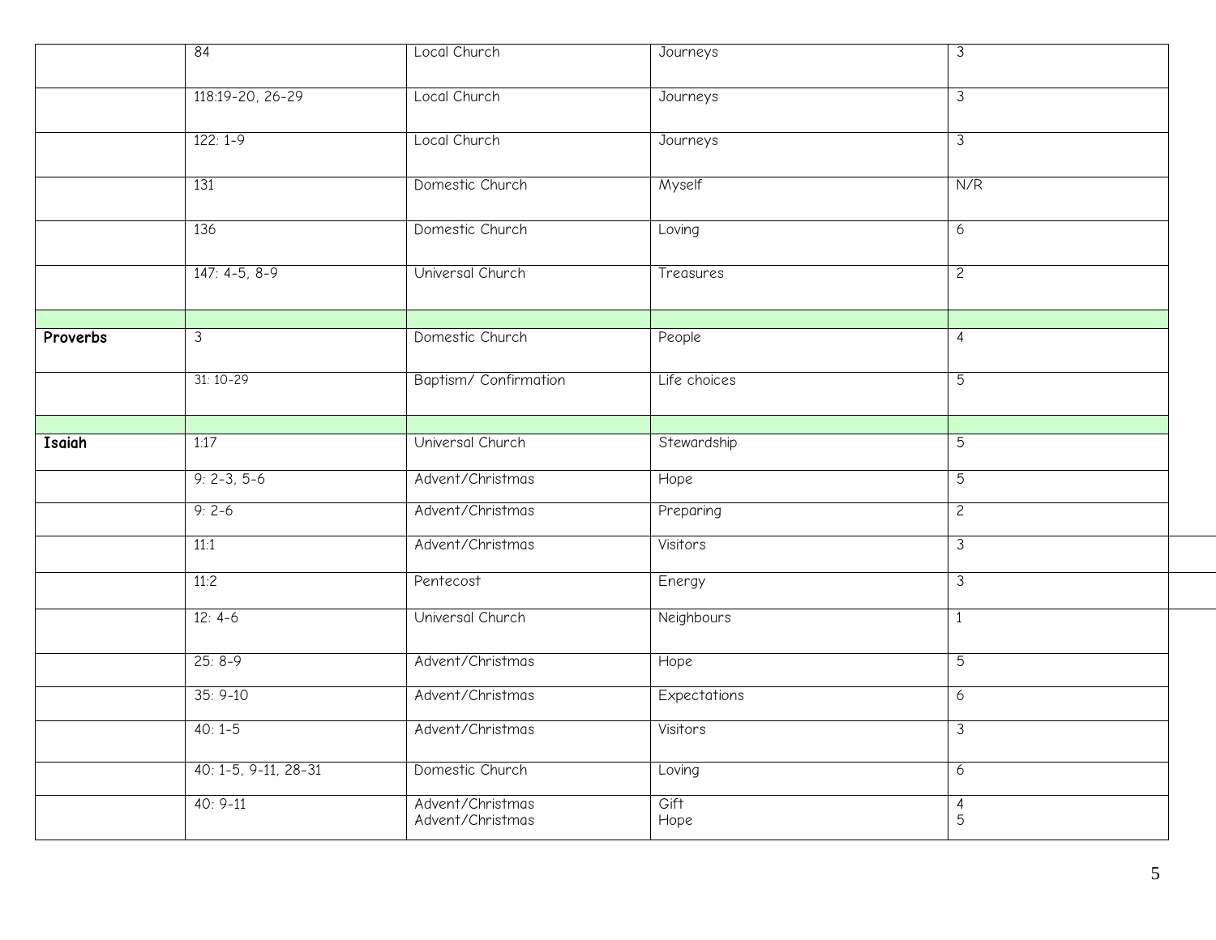| | | | | |
|---|---|---|---|---|
| | 84 | Local Church | Journeys | 3 |
| | 118:19-20, 26-29 | Local Church | Journeys | 3 |
| | 122: 1-9 | Local Church | Journeys | 3 |
| | 131 | Domestic Church | Myself | N/R |
| | 136 | Domestic Church | Loving | 6 |
| | 147: 4-5, 8-9 | Universal Church | Treasures | 2 |
| | | | | |
| **Proverbs** | 3 | Domestic Church | People | 4 |
| | 31: 10-29 | Baptism/ Confirmation | Life choices | 5 |
| | | | | |
| **Isaiah** | 1:17 | Universal Church | Stewardship | 5 |
| | 9: 2-3, 5-6 | Advent/Christmas | Hope | 5 |
| | 9: 2-6 | Advent/Christmas | Preparing | 2 |
| | 11:1 | Advent/Christmas | Visitors | 3 |
| | 11:2 | Pentecost | Energy | 3 |
| | 12: 4-6 | Universal Church | Neighbours | 1 |
| | 25: 8-9 | Advent/Christmas | Hope | 5 |
| | 35: 9-10 | Advent/Christmas | Expectations | 6 |
| | 40: 1-5 | Advent/Christmas | Visitors | 3 |
| | 40: 1-5, 9-11, 28-31 | Domestic Church | Loving | 6 |
| | 40: 9-11 | Advent/Christmas<br>Advent/Christmas | Gift<br>Hope | 4<br>5 |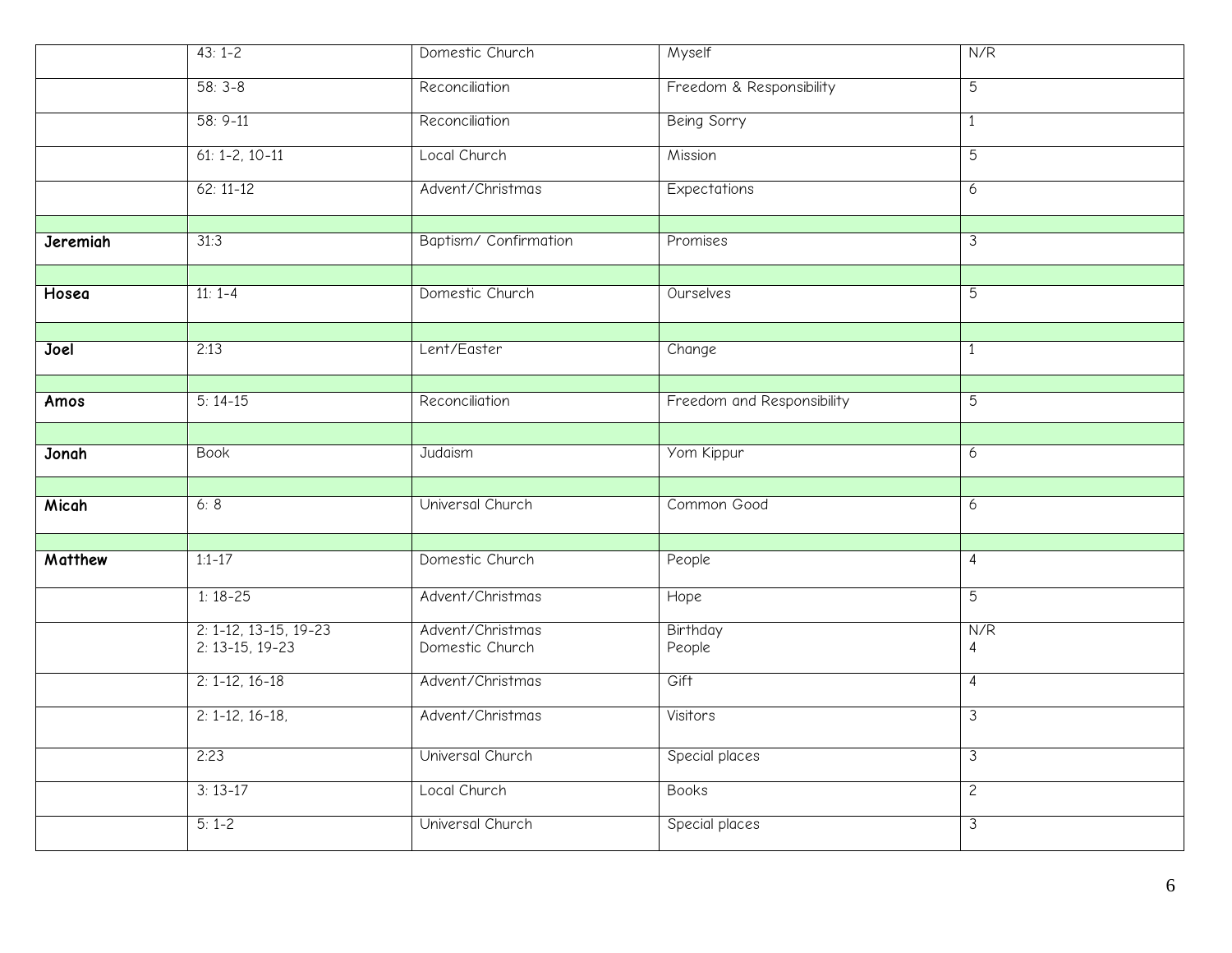| | | | | |
|---|---|---|---|---|
| | 43: 1-2 | Domestic Church | Myself | N/R |
| | 58: 3-8 | Reconciliation | Freedom & Responsibility | 5 |
| | 58: 9-11 | Reconciliation | Being Sorry | 1 |
| | 61: 1-2, 10-11 | Local Church | Mission | 5 |
| | 62: 11-12 | Advent/Christmas | Expectations | 6 |
| | | | | |
| **Jeremiah** | 31:3 | Baptism/ Confirmation | Promises | 3 |
| | | | | |
| **Hosea** | 11: 1-4 | Domestic Church | Ourselves | 5 |
| | | | | |
| **Joel** | 2:13 | Lent/Easter | Change | 1 |
| | | | | |
| **Amos** | 5: 14-15 | Reconciliation | Freedom and Responsibility | 5 |
| | | | | |
| **Jonah** | Book | Judaism | Yom Kippur | 6 |
| | | | | |
| **Micah** | 6: 8 | Universal Church | Common Good | 6 |
| | | | | |
| **Matthew** | 1:1-17 | Domestic Church | People | 4 |
| | 1: 18-25 | Advent/Christmas | Hope | 5 |
| | 2: 1-12, 13-15, 19-23<br>2: 13-15, 19-23 | Advent/Christmas<br>Domestic Church | Birthday<br>People | N/R<br>4 |
| | 2: 1-12, 16-18 | Advent/Christmas | Gift | 4 |
| | 2: 1-12, 16-18, | Advent/Christmas | Visitors | 3 |
| | 2:23 | Universal Church | Special places | 3 |
| | 3: 13-17 | Local Church | Books | 2 |
| | 5: 1-2 | Universal Church | Special places | 3 |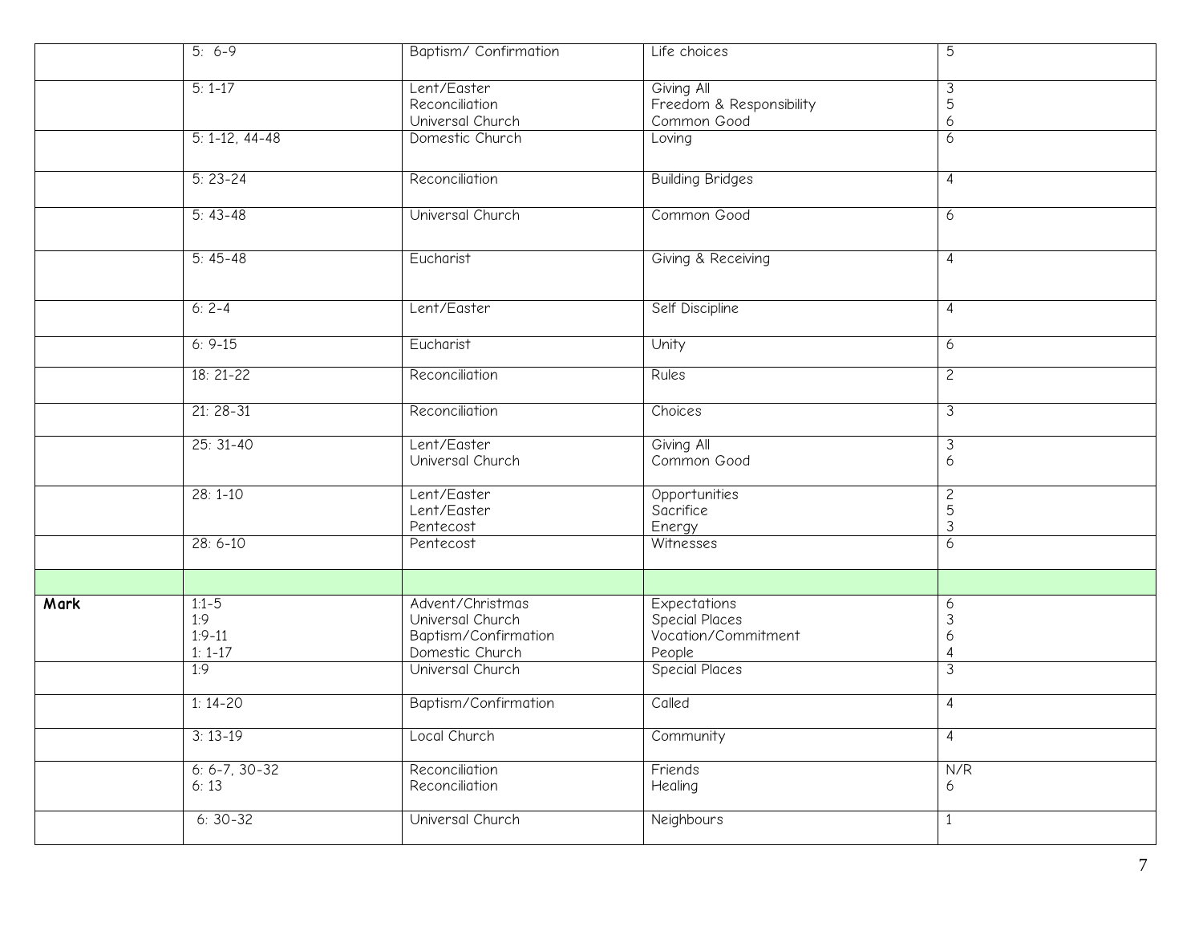| | | | | |
|---|---|---|---|---|
| | 5: 6-9 | Baptism/ Confirmation | Life choices | 5 |
| | 5: 1-17 | Lent/Easter<br>Reconciliation<br>Universal Church | Giving All<br>Freedom & Responsibility<br>Common Good | 3<br>5<br>6 |
| | 5: 1-12, 44-48 | Domestic Church | Loving | 6 |
| | 5: 23-24 | Reconciliation | Building Bridges | 4 |
| | 5: 43-48 | Universal Church | Common Good | 6 |
| | 5: 45-48 | Eucharist | Giving & Receiving | 4 |
| | 6: 2-4 | Lent/Easter | Self Discipline | 4 |
| | 6: 9-15 | Eucharist | Unity | 6 |
| | 18: 21-22 | Reconciliation | Rules | 2 |
| | 21: 28-31 | Reconciliation | Choices | 3 |
| | 25: 31-40 | Lent/Easter<br>Universal Church | Giving All<br>Common Good | 3<br>6 |
| | 28: 1-10 | Lent/Easter<br>Lent/Easter<br>Pentecost | Opportunities<br>Sacrifice<br>Energy | 2<br>5<br>3 |
| | 28: 6-10 | Pentecost | Witnesses | 6 |
| | | | | |
| **Mark** | 1:1-5<br>1:9<br>1:9-11<br>1: 1-17 | Advent/Christmas<br>Universal Church<br>Baptism/Confirmation<br>Domestic Church | Expectations<br>Special Places<br>Vocation/Commitment<br>People | 6<br>3<br>6<br>4 |
| | 1:9 | Universal Church | Special Places | 3 |
| | 1: 14-20 | Baptism/Confirmation | Called | 4 |
| | 3: 13-19 | Local Church | Community | 4 |
| | 6: 6-7, 30-32<br>6: 13 | Reconciliation<br>Reconciliation | Friends<br>Healing | N/R<br>6 |
| | 6: 30-32 | Universal Church | Neighbours | 1 |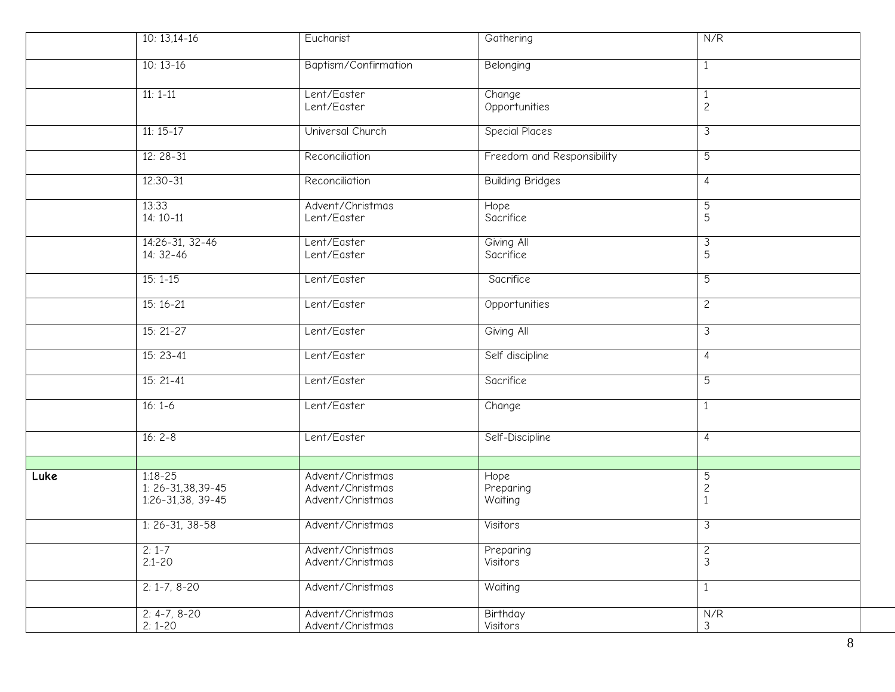| | | | | |
|---|---|---|---|---|
| | 10: 13,14-16 | Eucharist | Gathering | N/R |
| | 10: 13-16 | Baptism/Confirmation | Belonging | 1 |
| | 11: 1-11 | Lent/Easter<br>Lent/Easter | Change<br>Opportunities | 1<br>2 |
| | 11: 15-17 | Universal Church | Special Places | 3 |
| | 12: 28-31 | Reconciliation | Freedom and Responsibility | 5 |
| | 12:30-31 | Reconciliation | Building Bridges | 4 |
| | 13:33<br>14: 10-11 | Advent/Christmas<br>Lent/Easter | Hope<br>Sacrifice | 5<br>5 |
| | 14:26-31, 32-46<br>14: 32-46 | Lent/Easter<br>Lent/Easter | Giving All<br>Sacrifice | 3<br>5 |
| | 15: 1-15 | Lent/Easter | Sacrifice | 5 |
| | 15: 16-21 | Lent/Easter | Opportunities | 2 |
| | 15: 21-27 | Lent/Easter | Giving All | 3 |
| | 15: 23-41 | Lent/Easter | Self discipline | 4 |
| | 15: 21-41 | Lent/Easter | Sacrifice | 5 |
| | 16: 1-6 | Lent/Easter | Change | 1 |
| | 16: 2-8 | Lent/Easter | Self-Discipline | 4 |
| | | | | |
| **Luke** | 1:18-25<br>1: 26-31,38,39-45<br>1:26-31,38, 39-45 | Advent/Christmas<br>Advent/Christmas<br>Advent/Christmas | Hope<br>Preparing<br>Waiting | 5<br>2<br>1 |
| | 1: 26-31, 38-58 | Advent/Christmas | Visitors | 3 |
| | 2: 1-7<br>2:1-20 | Advent/Christmas<br>Advent/Christmas | Preparing<br>Visitors | 2<br>3 |
| | 2: 1-7, 8-20 | Advent/Christmas | Waiting | 1 |
| | 2: 4-7, 8-20<br>2: 1-20 | Advent/Christmas<br>Advent/Christmas | Birthday<br>Visitors | N/R<br>3 |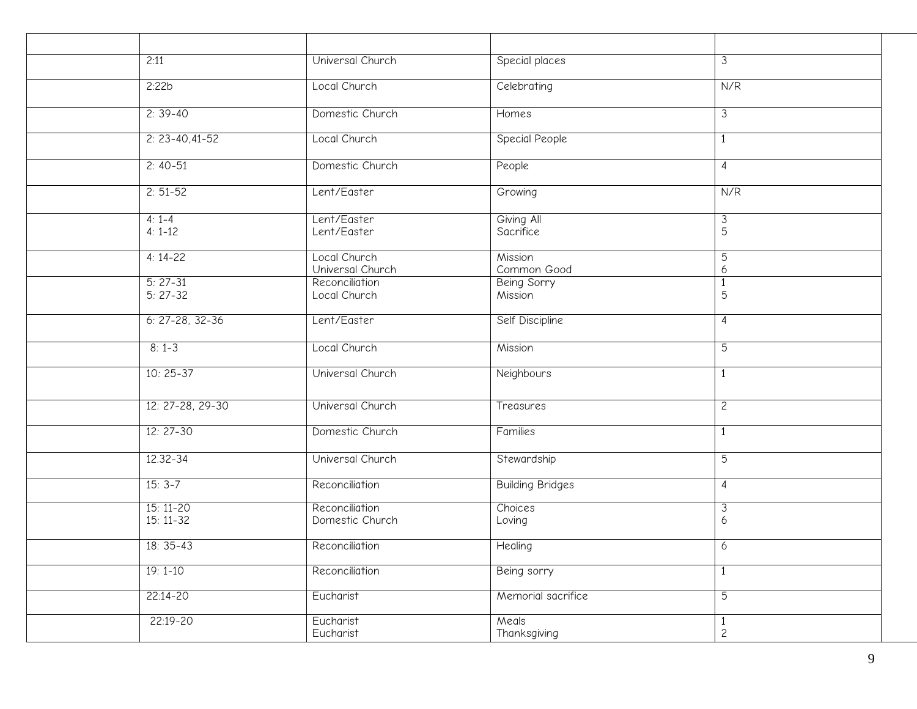| | | | | |
|---|---|---|---|---|
| | 2:11 | Universal Church | Special places | 3 |
| | 2:22b | Local Church | Celebrating | N/R |
| | 2: 39-40 | Domestic Church | Homes | 3 |
| | 2: 23-40,41-52 | Local Church | Special People | 1 |
| | 2: 40-51 | Domestic Church | People | 4 |
| | 2: 51-52 | Lent/Easter | Growing | N/R |
| | 4: 1-4<br>4: 1-12 | Lent/Easter<br>Lent/Easter | Giving All<br>Sacrifice | 3<br>5 |
| | 4: 14-22 | Local Church<br>Universal Church | Mission<br>Common Good | 5<br>6 |
| | 5: 27-31<br>5: 27-32 | Reconciliation<br>Local Church | Being Sorry<br>Mission | 1<br>5 |
| | 6: 27-28, 32-36 | Lent/Easter | Self Discipline | 4 |
| | 8: 1-3 | Local Church | Mission | 5 |
| | 10: 25-37 | Universal Church | Neighbours | 1 |
| | 12: 27-28, 29-30 | Universal Church | Treasures | 2 |
| | 12: 27-30 | Domestic Church | Families | 1 |
| | 12.32-34 | Universal Church | Stewardship | 5 |
| | 15: 3-7 | Reconciliation | Building Bridges | 4 |
| | 15: 11-20<br>15: 11-32 | Reconciliation<br>Domestic Church | Choices<br>Loving | 3<br>6 |
| | 18: 35-43 | Reconciliation | Healing | 6 |
| | 19: 1-10 | Reconciliation | Being sorry | 1 |
| | 22:14-20 | Eucharist | Memorial sacrifice | 5 |
| | 22:19-20 | Eucharist<br>Eucharist | Meals<br>Thanksgiving | 1<br>2 |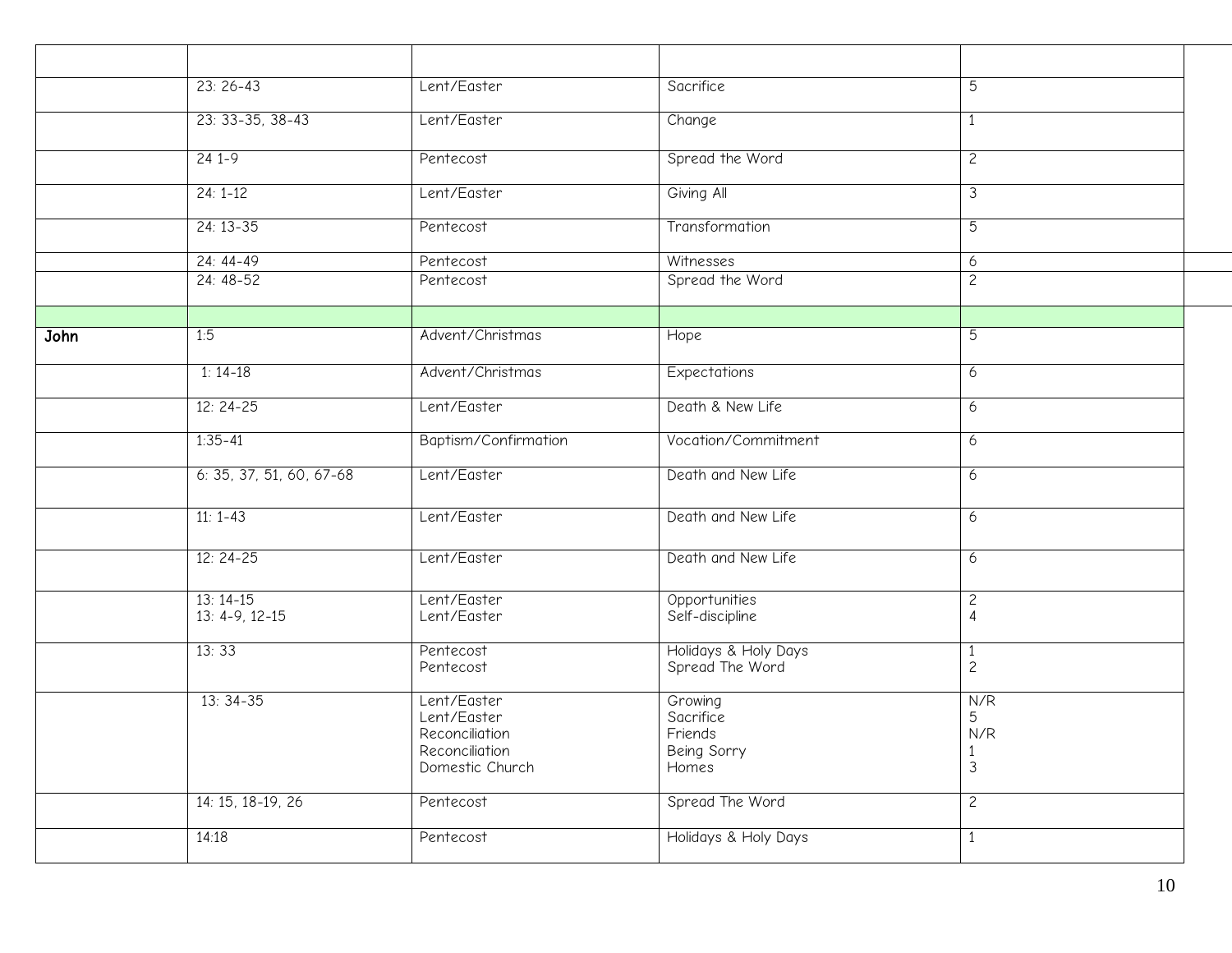| | | | | |
|---|---|---|---|---|
| | 23: 26-43 | Lent/Easter | Sacrifice | 5 |
| | 23: 33-35, 38-43 | Lent/Easter | Change | 1 |
| | 24 1-9 | Pentecost | Spread the Word | 2 |
| | 24: 1-12 | Lent/Easter | Giving All | 3 |
| | 24: 13-35 | Pentecost | Transformation | 5 |
| | 24: 44-49 | Pentecost | Witnesses | 6 |
| | 24: 48-52 | Pentecost | Spread the Word | 2 |
| | | | | |
| **John** | 1:5 | Advent/Christmas | Hope | 5 |
| | 1: 14-18 | Advent/Christmas | Expectations | 6 |
| | 12: 24-25 | Lent/Easter | Death & New Life | 6 |
| | 1:35-41 | Baptism/Confirmation | Vocation/Commitment | 6 |
| | 6: 35, 37, 51, 60, 67-68 | Lent/Easter | Death and New Life | 6 |
| | 11: 1-43 | Lent/Easter | Death and New Life | 6 |
| | 12: 24-25 | Lent/Easter | Death and New Life | 6 |
| | 13: 14-15<br>13: 4-9, 12-15 | Lent/Easter<br>Lent/Easter | Opportunities<br>Self-discipline | 2<br>4 |
| | 13: 33 | Pentecost<br>Pentecost | Holidays & Holy Days<br>Spread The Word | 1<br>2 |
| | 13: 34-35 | Lent/Easter<br>Lent/Easter<br>Reconciliation<br>Reconciliation<br>Domestic Church | Growing<br>Sacrifice<br>Friends<br>Being Sorry<br>Homes | N/R<br>5<br>N/R<br>1<br>3 |
| | 14: 15, 18-19, 26 | Pentecost | Spread The Word | 2 |
| | 14:18 | Pentecost | Holidays & Holy Days | 1 |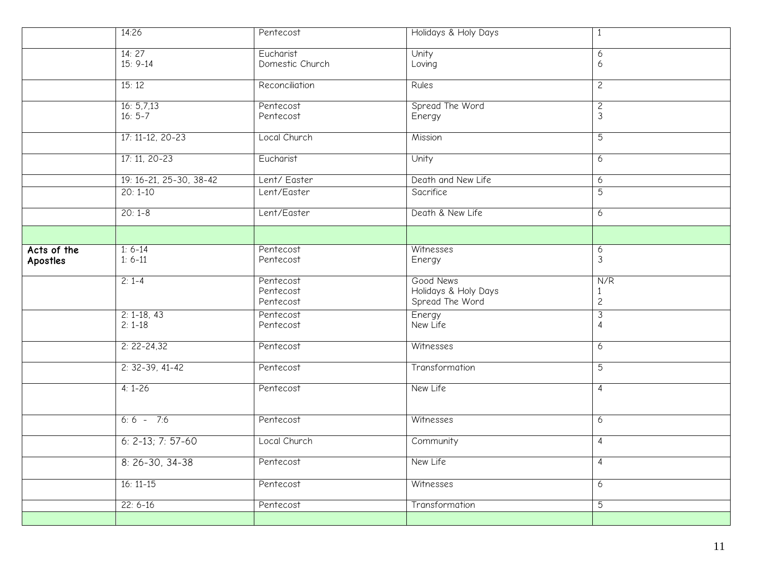| | | | | |
|---|---|---|---|---|
| | 14:26 | Pentecost | Holidays & Holy Days | 1 |
| | 14: 27<br>15: 9-14 | Eucharist<br>Domestic Church | Unity<br>Loving | 6<br>6 |
| | 15: 12 | Reconciliation | Rules | 2 |
| | 16: 5,7,13<br>16: 5-7 | Pentecost<br>Pentecost | Spread The Word<br>Energy | 2<br>3 |
| | 17: 11-12, 20-23 | Local Church | Mission | 5 |
| | 17: 11, 20-23 | Eucharist | Unity | 6 |
| | 19: 16-21, 25-30, 38-42 | Lent/ Easter | Death and New Life | 6 |
| | 20: 1-10 | Lent/Easter | Sacrifice | 5 |
| | 20: 1-8 | Lent/Easter | Death & New Life | 6 |
| | | | | |
| **Acts of the Apostles** | 1: 6-14<br>1: 6-11 | Pentecost<br>Pentecost | Witnesses<br>Energy | 6<br>3 |
| | 2: 1-4 | Pentecost<br>Pentecost<br>Pentecost | Good News<br>Holidays & Holy Days<br>Spread The Word | N/R<br>1<br>2 |
| | 2: 1-18, 43<br>2: 1-18 | Pentecost<br>Pentecost | Energy<br>New Life | 3<br>4 |
| | 2: 22-24,32 | Pentecost | Witnesses | 6 |
| | 2: 32-39, 41-42 | Pentecost | Transformation | 5 |
| | 4: 1-26 | Pentecost | New Life | 4 |
| | 6: 6 - 7:6 | Pentecost | Witnesses | 6 |
| | 6: 2-13; 7: 57-60 | Local Church | Community | 4 |
| | 8: 26-30, 34-38 | Pentecost | New Life | 4 |
| | 16: 11-15 | Pentecost | Witnesses | 6 |
| | 22: 6-16 | Pentecost | Transformation | 5 |
| | | | | |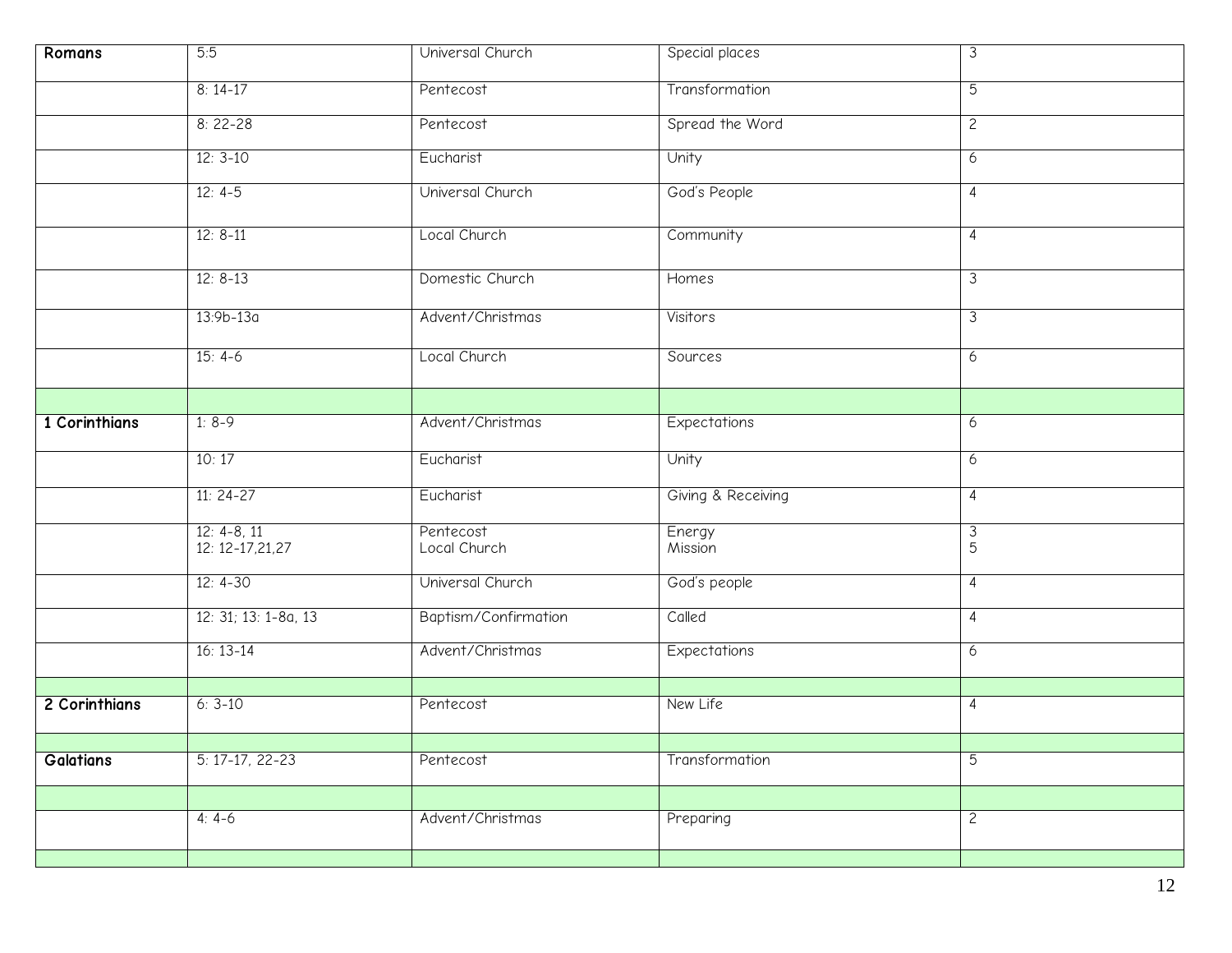| Romans | 5:5 | Universal Church | Special places | 3 |
|---|---|---|---|---|
| | 8: 14-17 | Pentecost | Transformation | 5 |
| | 8: 22-28 | Pentecost | Spread the Word | 2 |
| | 12: 3-10 | Eucharist | Unity | 6 |
| | 12: 4-5 | Universal Church | God's People | 4 |
| | 12: 8-11 | Local Church | Community | 4 |
| | 12: 8-13 | Domestic Church | Homes | 3 |
| | 13:9b-13a | Advent/Christmas | Visitors | 3 |
| | 15: 4-6 | Local Church | Sources | 6 |
| | | | | |
| **1 Corinthians** | 1: 8-9 | Advent/Christmas | Expectations | 6 |
| | 10: 17 | Eucharist | Unity | 6 |
| | 11: 24-27 | Eucharist | Giving & Receiving | 4 |
| | 12: 4-8, 11<br>12: 12-17,21,27 | Pentecost<br>Local Church | Energy<br>Mission | 3<br>5 |
| | 12: 4-30 | Universal Church | God's people | 4 |
| | 12: 31; 13: 1-8a, 13 | Baptism/Confirmation | Called | 4 |
| | 16: 13-14 | Advent/Christmas | Expectations | 6 |
| | | | | |
| **2 Corinthians** | 6: 3-10 | Pentecost | New Life | 4 |
| | | | | |
| **Galatians** | 5: 17-17, 22-23 | Pentecost | Transformation | 5 |
| | | | | |
| | 4: 4-6 | Advent/Christmas | Preparing | 2 |
| | | | | |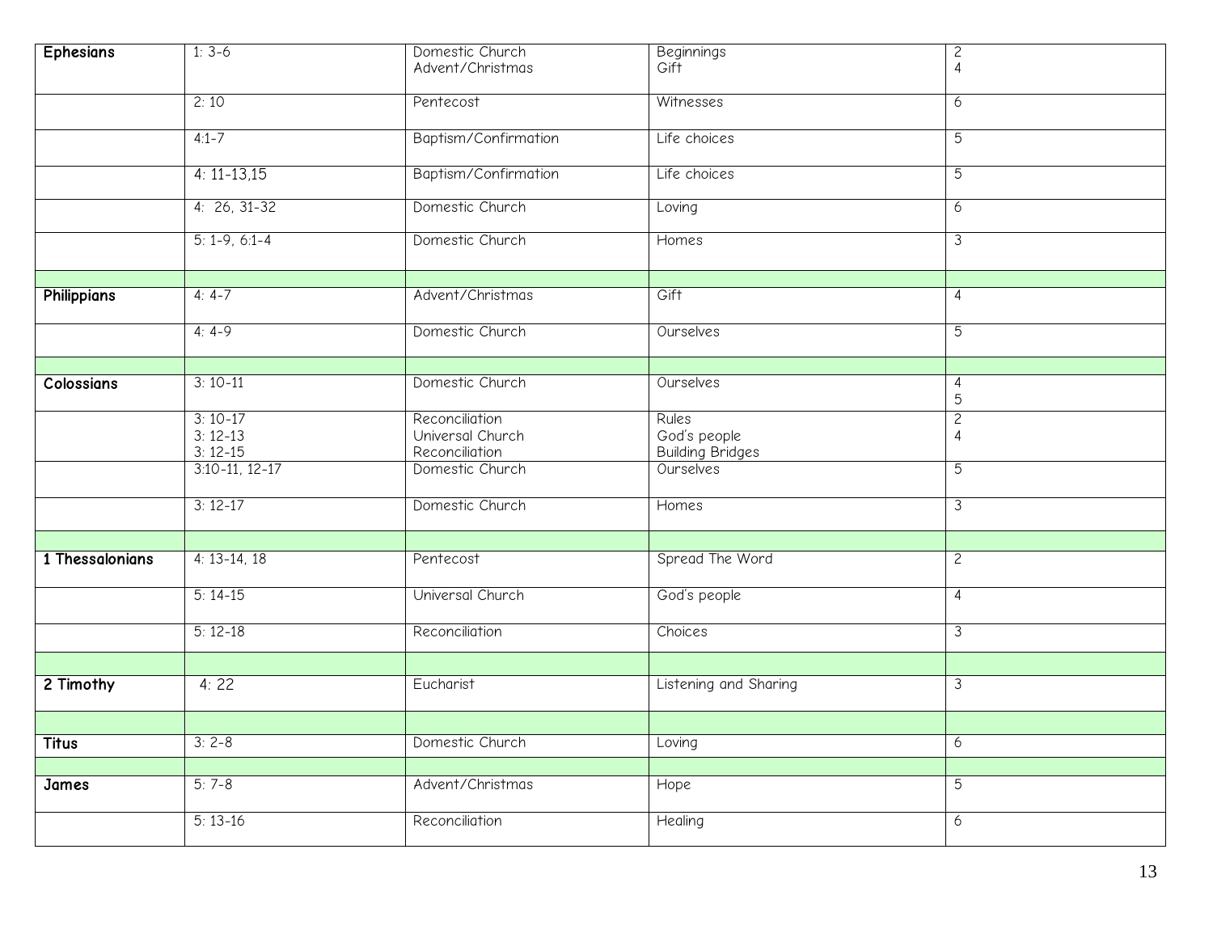| | | | | |
|---|---|---|---|---|
| **Ephesians** | 1: 3-6 | Domestic Church<br>Advent/Christmas | Beginnings<br>Gift | 2<br>4 |
| | 2: 10 | Pentecost | Witnesses | 6 |
| | 4:1-7 | Baptism/Confirmation | Life choices | 5 |
| | 4: 11-13,15 | Baptism/Confirmation | Life choices | 5 |
| | 4: 26, 31-32 | Domestic Church | Loving | 6 |
| | 5: 1-9, 6:1-4 | Domestic Church | Homes | 3 |
| | | | | |
| **Philippians** | 4: 4-7 | Advent/Christmas | Gift | 4 |
| | 4: 4-9 | Domestic Church | Ourselves | 5 |
| | | | | |
| **Colossians** | 3: 10-11 | Domestic Church | Ourselves | 4<br>5 |
| | 3: 10-17<br>3: 12-13<br>3: 12-15 | Reconciliation<br>Universal Church<br>Reconciliation | Rules<br>God's people<br>Building Bridges | 2<br>4 |
| | 3:10-11, 12-17 | Domestic Church | Ourselves | 5 |
| | 3: 12-17 | Domestic Church | Homes | 3 |
| | | | | |
| **1 Thessalonians** | 4: 13-14, 18 | Pentecost | Spread The Word | 2 |
| | 5: 14-15 | Universal Church | God's people | 4 |
| | 5: 12-18 | Reconciliation | Choices | 3 |
| | | | | |
| **2 Timothy** | 4: 22 | Eucharist | Listening and Sharing | 3 |
| | | | | |
| **Titus** | 3: 2-8 | Domestic Church | Loving | 6 |
| | | | | |
| **James** | 5: 7-8 | Advent/Christmas | Hope | 5 |
| | 5: 13-16 | Reconciliation | Healing | 6 |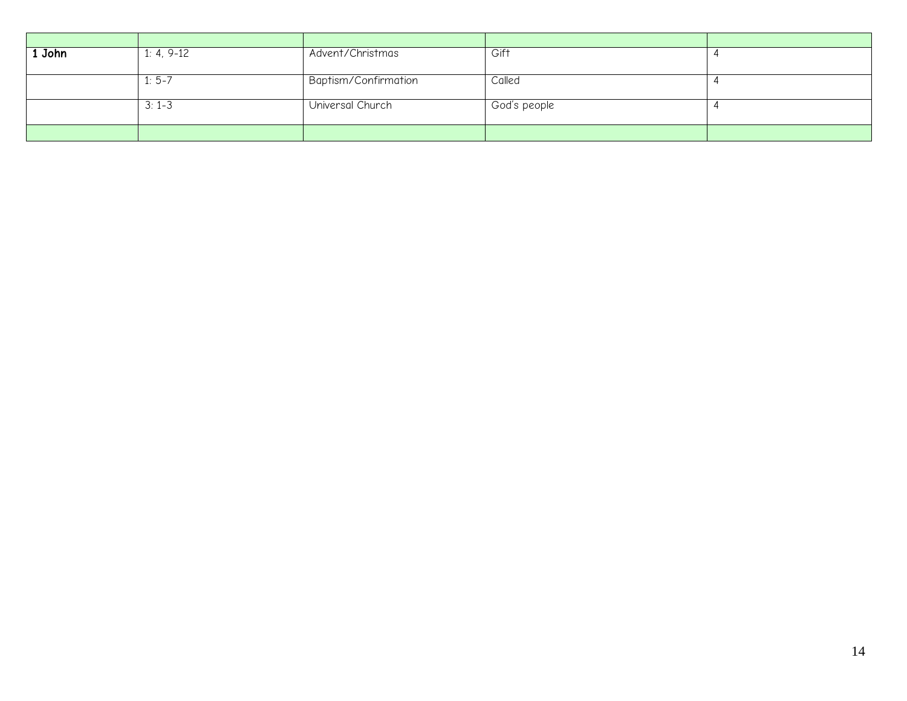| | | | | |
|---|---|---|---|---|
| **1 John** | 1: 4, 9-12 | Advent/Christmas | Gift | 4 |
| | 1: 5-7 | Baptism/Confirmation | Called | 4 |
| | 3: 1-3 | Universal Church | God's people | 4 |
| | | | | |